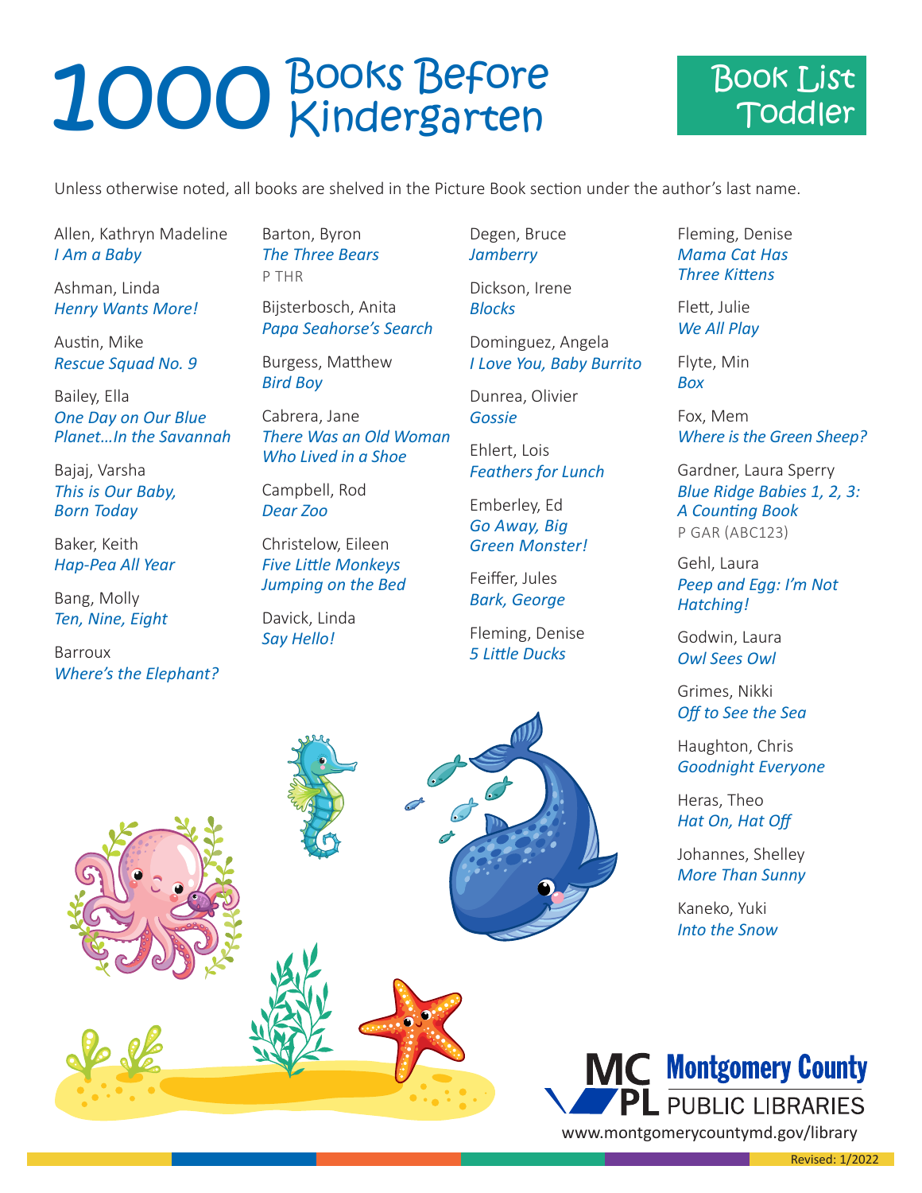# 1000 Books Before Kindergarten

## Book List Toddler

Unless otherwise noted, all books are shelved in the Picture Book section under the author's last name.

Allen, Kathryn Madeline
*I Am a Baby*

Ashman, Linda
*Henry Wants More!*

Austin, Mike
*Rescue Squad No. 9*

Bailey, Ella
*One Day on Our Blue Planet…In the Savannah*

Bajaj, Varsha
*This is Our Baby, Born Today*

Baker, Keith
*Hap-Pea All Year*

Bang, Molly
*Ten, Nine, Eight*

Barroux
*Where's the Elephant?*

Barton, Byron
*The Three Bears*
P THR

Bijsterbosch, Anita
*Papa Seahorse's Search*

Burgess, Matthew
*Bird Boy*

Cabrera, Jane
*There Was an Old Woman Who Lived in a Shoe*

Campbell, Rod
*Dear Zoo*

Christelow, Eileen
*Five Little Monkeys Jumping on the Bed*

Davick, Linda
*Say Hello!*

Degen, Bruce
*Jamberry*

Dickson, Irene
*Blocks*

Dominguez, Angela
*I Love You, Baby Burrito*

Dunrea, Olivier
*Gossie*

Ehlert, Lois
*Feathers for Lunch*

Emberley, Ed
*Go Away, Big Green Monster!*

Feiffer, Jules
*Bark, George*

Fleming, Denise
*5 Little Ducks*

Fleming, Denise
*Mama Cat Has Three Kittens*

Flett, Julie
*We All Play*

Flyte, Min
*Box*

Fox, Mem
*Where is the Green Sheep?*

Gardner, Laura Sperry
*Blue Ridge Babies 1, 2, 3: A Counting Book*
P GAR (ABC123)

Gehl, Laura
*Peep and Egg: I'm Not Hatching!*

Godwin, Laura
*Owl Sees Owl*

Grimes, Nikki
*Off to See the Sea*

Haughton, Chris
*Goodnight Everyone*

Heras, Theo
*Hat On, Hat Off*

Johannes, Shelley
*More Than Sunny*

Kaneko, Yuki
*Into the Snow*

MCPL Montgomery County Public Libraries
www.montgomerycountymd.gov/library

Revised: 1/2022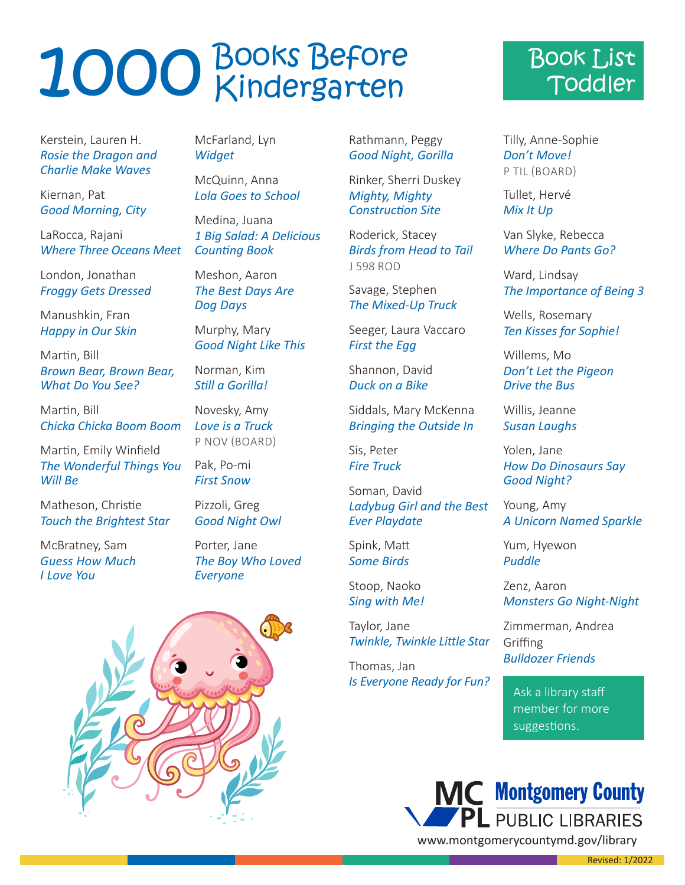# 1000 Books Before Kindergarten

## Book List Toddler

Kerstein, Lauren H.
*Rosie the Dragon and Charlie Make Waves*

Kiernan, Pat
*Good Morning, City*

LaRocca, Rajani
*Where Three Oceans Meet*

London, Jonathan
*Froggy Gets Dressed*

Manushkin, Fran
*Happy in Our Skin*

Martin, Bill
*Brown Bear, Brown Bear, What Do You See?*

Martin, Bill
*Chicka Chicka Boom Boom*

Martin, Emily Winfield
*The Wonderful Things You Will Be*

Matheson, Christie
*Touch the Brightest Star*

McBratney, Sam
*Guess How Much I Love You*

McFarland, Lyn
*Widget*

McQuinn, Anna
*Lola Goes to School*

Medina, Juana
*1 Big Salad: A Delicious Counting Book*

Meshon, Aaron
*The Best Days Are Dog Days*

Murphy, Mary
*Good Night Like This*

Norman, Kim
*Still a Gorilla!*

Novesky, Amy
*Love is a Truck*
P NOV (BOARD)

Pak, Po-mi
*First Snow*

Pizzoli, Greg
*Good Night Owl*

Porter, Jane
*The Boy Who Loved Everyone*

Rathmann, Peggy
*Good Night, Gorilla*

Rinker, Sherri Duskey
*Mighty, Mighty Construction Site*

Roderick, Stacey
*Birds from Head to Tail*
J 598 ROD

Savage, Stephen
*The Mixed-Up Truck*

Seeger, Laura Vaccaro
*First the Egg*

Shannon, David
*Duck on a Bike*

Siddals, Mary McKenna
*Bringing the Outside In*

Sis, Peter
*Fire Truck*

Soman, David
*Ladybug Girl and the Best Ever Playdate*

Spink, Matt
*Some Birds*

Stoop, Naoko
*Sing with Me!*

Taylor, Jane
*Twinkle, Twinkle Little Star*

Thomas, Jan
*Is Everyone Ready for Fun?*

Tilly, Anne-Sophie
*Don't Move!*
P TIL (BOARD)

Tullet, Hervé
*Mix It Up*

Van Slyke, Rebecca
*Where Do Pants Go?*

Ward, Lindsay
*The Importance of Being 3*

Wells, Rosemary
*Ten Kisses for Sophie!*

Willems, Mo
*Don't Let the Pigeon Drive the Bus*

Willis, Jeanne
*Susan Laughs*

Yolen, Jane
*How Do Dinosaurs Say Good Night?*

Young, Amy
*A Unicorn Named Sparkle*

Yum, Hyewon
*Puddle*

Zenz, Aaron
*Monsters Go Night-Night*

Zimmerman, Andrea Griffing
*Bulldozer Friends*

Ask a library staff member for more suggestions.

MCPL Montgomery County Public Libraries
www.montgomerycountymd.gov/library

Revised: 1/2022